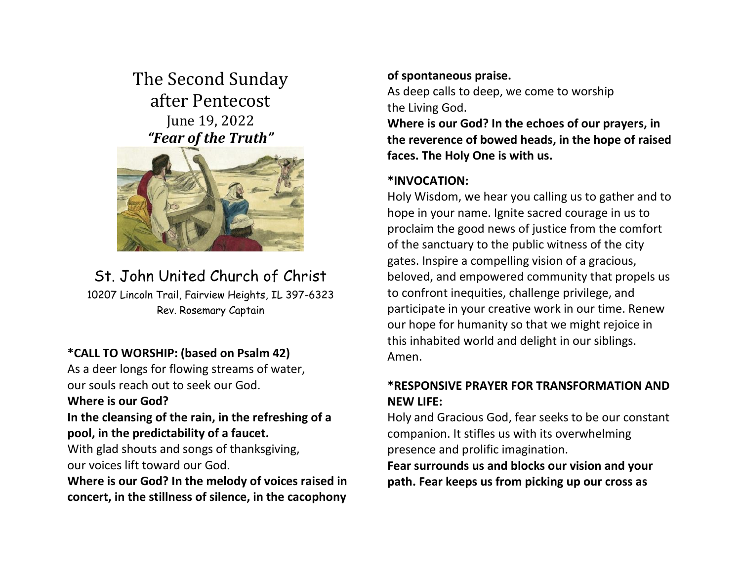# The Second Sunday after Pentecost

June 19, 2022

***"Fear of the Truth"***

## St. John United Church of Christ

10207 Lincoln Trail, Fairview Heights, IL 397-6323

Rev. Rosemary Captain

**\*CALL TO WORSHIP: (based on Psalm 42)**

As a deer longs for flowing streams of water,
our souls reach out to seek our God.

**Where is our God?**

**In the cleansing of the rain, in the refreshing of a pool, in the predictability of a faucet.**

With glad shouts and songs of thanksgiving,
our voices lift toward our God.

**Where is our God? In the melody of voices raised in concert, in the stillness of silence, in the cacophony of spontaneous praise.**

As deep calls to deep, we come to worship
the Living God.

**Where is our God? In the echoes of our prayers, in the reverence of bowed heads, in the hope of raised faces. The Holy One is with us.**

**\*INVOCATION:**

Holy Wisdom, we hear you calling us to gather and to hope in your name. Ignite sacred courage in us to proclaim the good news of justice from the comfort of the sanctuary to the public witness of the city gates. Inspire a compelling vision of a gracious, beloved, and empowered community that propels us to confront inequities, challenge privilege, and participate in your creative work in our time. Renew our hope for humanity so that we might rejoice in this inhabited world and delight in our siblings. Amen.

**\*RESPONSIVE PRAYER FOR TRANSFORMATION AND NEW LIFE:**

Holy and Gracious God, fear seeks to be our constant companion. It stifles us with its overwhelming presence and prolific imagination.

**Fear surrounds us and blocks our vision and your path. Fear keeps us from picking up our cross as**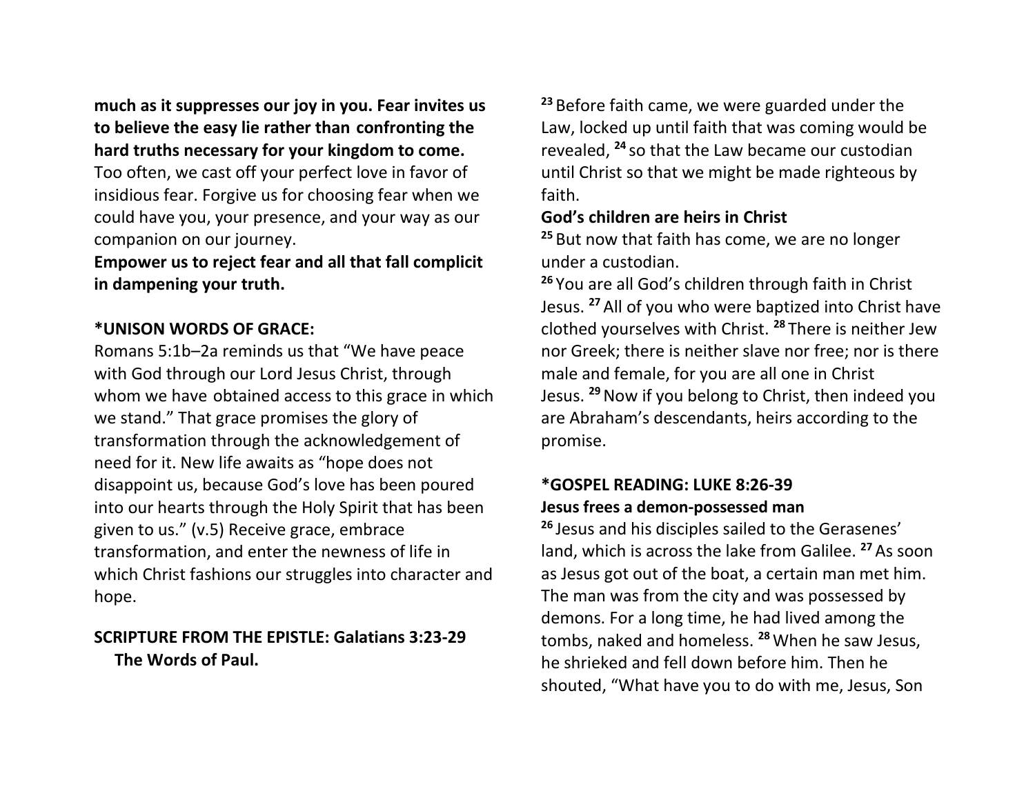**much as it suppresses our joy in you. Fear invites us to believe the easy lie rather than confronting the hard truths necessary for your kingdom to come.** Too often, we cast off your perfect love in favor of insidious fear. Forgive us for choosing fear when we could have you, your presence, and your way as our companion on our journey.

**Empower us to reject fear and all that fall complicit in dampening your truth.**

**\*UNISON WORDS OF GRACE:**

Romans 5:1b–2a reminds us that "We have peace with God through our Lord Jesus Christ, through whom we have obtained access to this grace in which we stand." That grace promises the glory of transformation through the acknowledgement of need for it. New life awaits as "hope does not disappoint us, because God's love has been poured into our hearts through the Holy Spirit that has been given to us." (v.5) Receive grace, embrace transformation, and enter the newness of life in which Christ fashions our struggles into character and hope.

**SCRIPTURE FROM THE EPISTLE: Galatians 3:23-29**
**The Words of Paul.**

[23] Before faith came, we were guarded under the Law, locked up until faith that was coming would be revealed, [24] so that the Law became our custodian until Christ so that we might be made righteous by faith.

**God's children are heirs in Christ**

[25] But now that faith has come, we are no longer under a custodian.

[26] You are all God's children through faith in Christ Jesus. [27] All of you who were baptized into Christ have clothed yourselves with Christ. [28] There is neither Jew nor Greek; there is neither slave nor free; nor is there male and female, for you are all one in Christ Jesus. [29] Now if you belong to Christ, then indeed you are Abraham's descendants, heirs according to the promise.

**\*GOSPEL READING: LUKE 8:26-39**

**Jesus frees a demon-possessed man**

[26] Jesus and his disciples sailed to the Gerasenes' land, which is across the lake from Galilee. [27] As soon as Jesus got out of the boat, a certain man met him. The man was from the city and was possessed by demons. For a long time, he had lived among the tombs, naked and homeless. [28] When he saw Jesus, he shrieked and fell down before him. Then he shouted, "What have you to do with me, Jesus, Son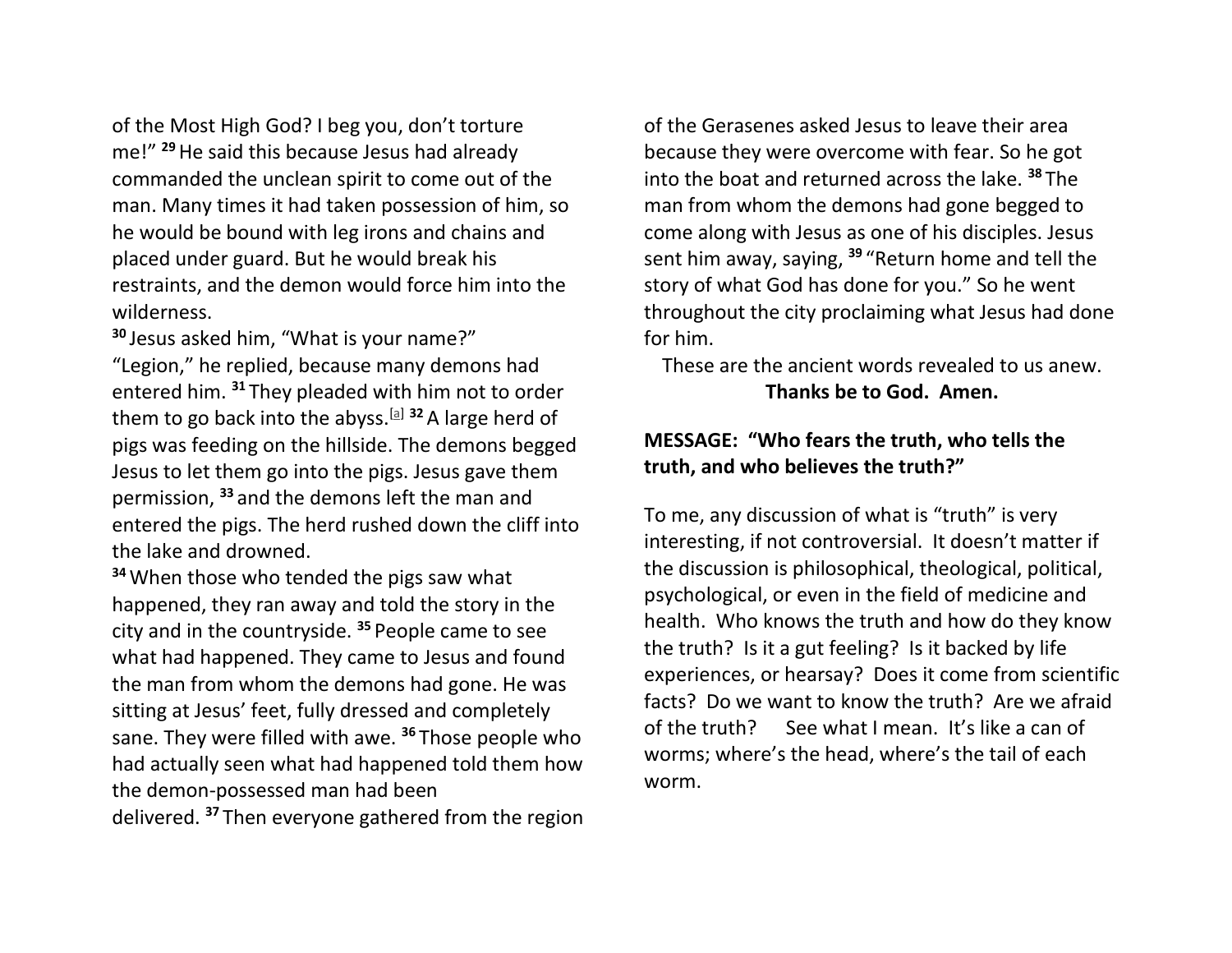of the Most High God? I beg you, don't torture me!" [29] He said this because Jesus had already commanded the unclean spirit to come out of the man. Many times it had taken possession of him, so he would be bound with leg irons and chains and placed under guard. But he would break his restraints, and the demon would force him into the wilderness.

[30] Jesus asked him, "What is your name?"
"Legion," he replied, because many demons had entered him. [31] They pleaded with him not to order them to go back into the abyss.[a] [32] A large herd of pigs was feeding on the hillside. The demons begged Jesus to let them go into the pigs. Jesus gave them permission, [33] and the demons left the man and entered the pigs. The herd rushed down the cliff into the lake and drowned.

[34] When those who tended the pigs saw what happened, they ran away and told the story in the city and in the countryside. [35] People came to see what had happened. They came to Jesus and found the man from whom the demons had gone. He was sitting at Jesus' feet, fully dressed and completely sane. They were filled with awe. [36] Those people who had actually seen what had happened told them how the demon-possessed man had been delivered. [37] Then everyone gathered from the region of the Gerasenes asked Jesus to leave their area because they were overcome with fear. So he got into the boat and returned across the lake. [38] The man from whom the demons had gone begged to come along with Jesus as one of his disciples. Jesus sent him away, saying, [39] "Return home and tell the story of what God has done for you." So he went throughout the city proclaiming what Jesus had done for him.

These are the ancient words revealed to us anew.
**Thanks be to God. Amen.**

**MESSAGE: "Who fears the truth, who tells the truth, and who believes the truth?"**

To me, any discussion of what is "truth" is very interesting, if not controversial. It doesn't matter if the discussion is philosophical, theological, political, psychological, or even in the field of medicine and health. Who knows the truth and how do they know the truth? Is it a gut feeling? Is it backed by life experiences, or hearsay? Does it come from scientific facts? Do we want to know the truth? Are we afraid of the truth? See what I mean. It's like a can of worms; where's the head, where's the tail of each worm.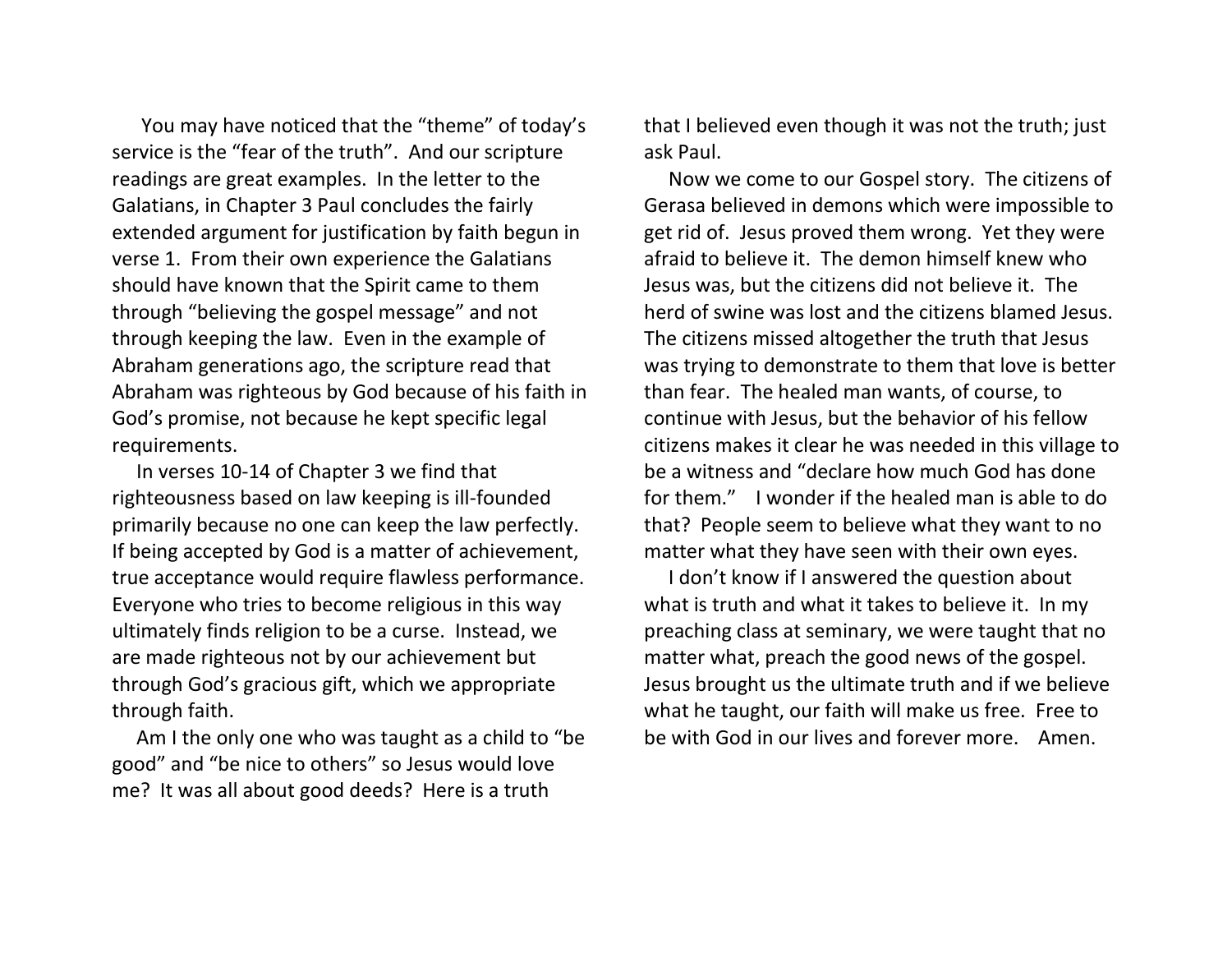You may have noticed that the "theme" of today's service is the "fear of the truth". And our scripture readings are great examples. In the letter to the Galatians, in Chapter 3 Paul concludes the fairly extended argument for justification by faith begun in verse 1. From their own experience the Galatians should have known that the Spirit came to them through "believing the gospel message" and not through keeping the law. Even in the example of Abraham generations ago, the scripture read that Abraham was righteous by God because of his faith in God's promise, not because he kept specific legal requirements.

In verses 10-14 of Chapter 3 we find that righteousness based on law keeping is ill-founded primarily because no one can keep the law perfectly. If being accepted by God is a matter of achievement, true acceptance would require flawless performance. Everyone who tries to become religious in this way ultimately finds religion to be a curse. Instead, we are made righteous not by our achievement but through God's gracious gift, which we appropriate through faith.

Am I the only one who was taught as a child to "be good" and "be nice to others" so Jesus would love me? It was all about good deeds? Here is a truth that I believed even though it was not the truth; just ask Paul.

Now we come to our Gospel story. The citizens of Gerasa believed in demons which were impossible to get rid of. Jesus proved them wrong. Yet they were afraid to believe it. The demon himself knew who Jesus was, but the citizens did not believe it. The herd of swine was lost and the citizens blamed Jesus. The citizens missed altogether the truth that Jesus was trying to demonstrate to them that love is better than fear. The healed man wants, of course, to continue with Jesus, but the behavior of his fellow citizens makes it clear he was needed in this village to be a witness and "declare how much God has done for them." I wonder if the healed man is able to do that? People seem to believe what they want to no matter what they have seen with their own eyes.

I don't know if I answered the question about what is truth and what it takes to believe it. In my preaching class at seminary, we were taught that no matter what, preach the good news of the gospel. Jesus brought us the ultimate truth and if we believe what he taught, our faith will make us free. Free to be with God in our lives and forever more. Amen.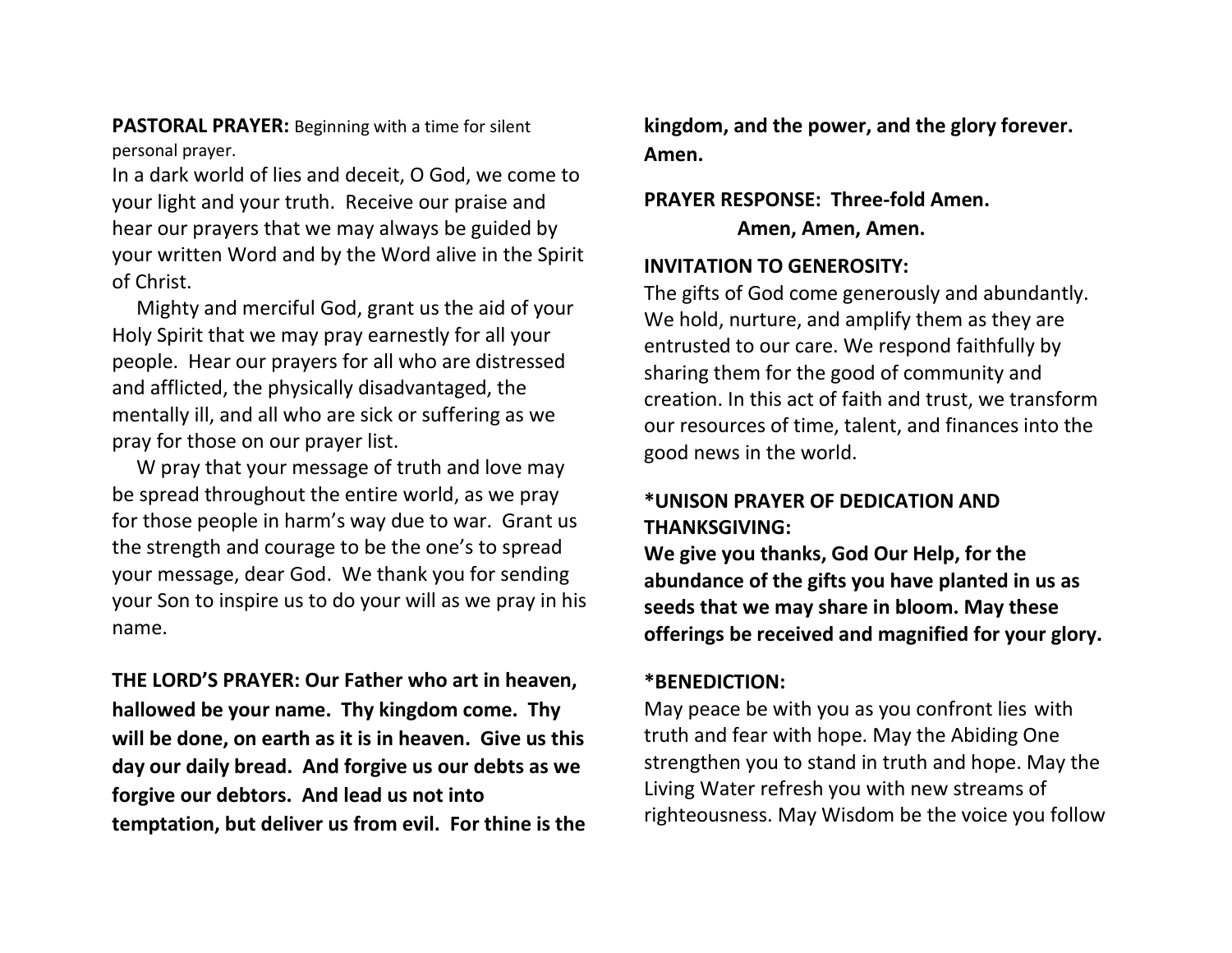**PASTORAL PRAYER:** Beginning with a time for silent personal prayer.

In a dark world of lies and deceit, O God, we come to your light and your truth. Receive our praise and hear our prayers that we may always be guided by your written Word and by the Word alive in the Spirit of Christ.

Mighty and merciful God, grant us the aid of your Holy Spirit that we may pray earnestly for all your people. Hear our prayers for all who are distressed and afflicted, the physically disadvantaged, the mentally ill, and all who are sick or suffering as we pray for those on our prayer list.

W pray that your message of truth and love may be spread throughout the entire world, as we pray for those people in harm's way due to war. Grant us the strength and courage to be the one's to spread your message, dear God. We thank you for sending your Son to inspire us to do your will as we pray in his name.

**THE LORD'S PRAYER: Our Father who art in heaven, hallowed be your name. Thy kingdom come. Thy will be done, on earth as it is in heaven. Give us this day our daily bread. And forgive us our debts as we forgive our debtors. And lead us not into temptation, but deliver us from evil. For thine is the kingdom, and the power, and the glory forever. Amen.**

**PRAYER RESPONSE: Three-fold Amen.**
**Amen, Amen, Amen.**

**INVITATION TO GENEROSITY:**

The gifts of God come generously and abundantly. We hold, nurture, and amplify them as they are entrusted to our care. We respond faithfully by sharing them for the good of community and creation. In this act of faith and trust, we transform our resources of time, talent, and finances into the good news in the world.

**\*UNISON PRAYER OF DEDICATION AND THANKSGIVING:**

**We give you thanks, God Our Help, for the abundance of the gifts you have planted in us as seeds that we may share in bloom. May these offerings be received and magnified for your glory.**

**\*BENEDICTION:**

May peace be with you as you confront lies with truth and fear with hope. May the Abiding One strengthen you to stand in truth and hope. May the Living Water refresh you with new streams of righteousness. May Wisdom be the voice you follow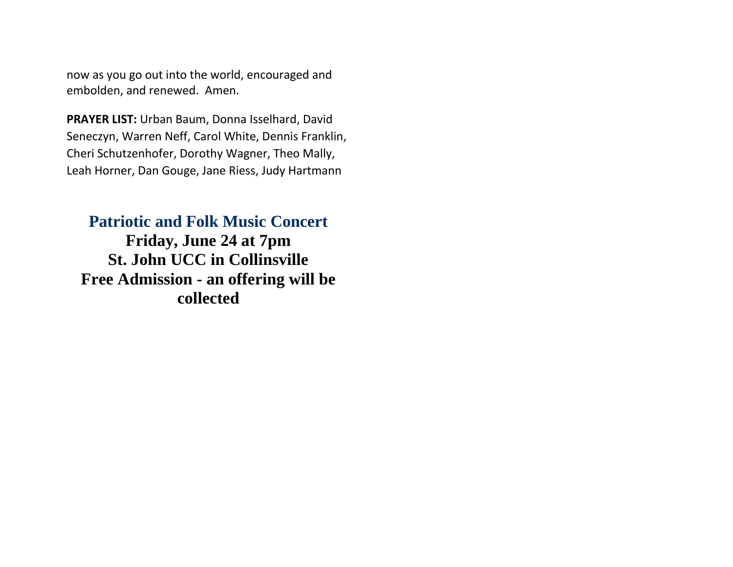now as you go out into the world, encouraged and embolden, and renewed.  Amen.

**PRAYER LIST:** Urban Baum, Donna Isselhard, David Seneczyn, Warren Neff, Carol White, Dennis Franklin, Cheri Schutzenhofer, Dorothy Wagner, Theo Mally, Leah Horner, Dan Gouge, Jane Riess, Judy Hartmann

## Patriotic and Folk Music Concert

**Friday, June 24 at 7pm**
**St. John UCC in Collinsville**
**Free Admission - an offering will be collected**